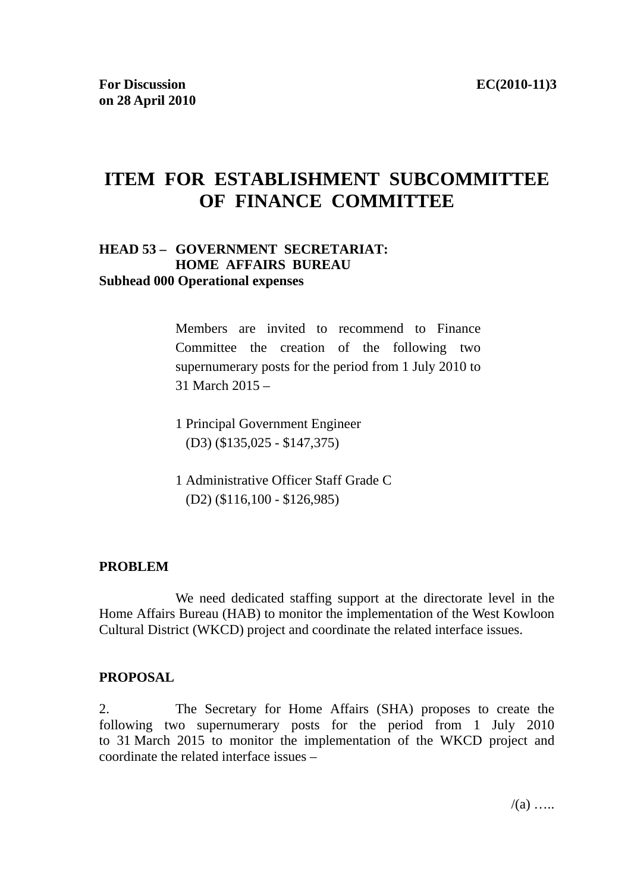**For Discussion on 28 April 2010** EC(2010-11)3

# ITEM FOR ESTABLISHMENT SUBCOMMITTEE OF FINANCE COMMITTEE

**HEAD 53 – GOVERNMENT SECRETARIAT: HOME AFFAIRS BUREAU**
**Subhead 000 Operational expenses**

Members are invited to recommend to Finance Committee the creation of the following two supernumerary posts for the period from 1 July 2010 to 31 March 2015 –

1 Principal Government Engineer
(D3) ($135,025 - $147,375)

1 Administrative Officer Staff Grade C
(D2) ($116,100 - $126,985)

## PROBLEM

We need dedicated staffing support at the directorate level in the Home Affairs Bureau (HAB) to monitor the implementation of the West Kowloon Cultural District (WKCD) project and coordinate the related interface issues.

## PROPOSAL

2. The Secretary for Home Affairs (SHA) proposes to create the following two supernumerary posts for the period from 1 July 2010 to 31 March 2015 to monitor the implementation of the WKCD project and coordinate the related interface issues –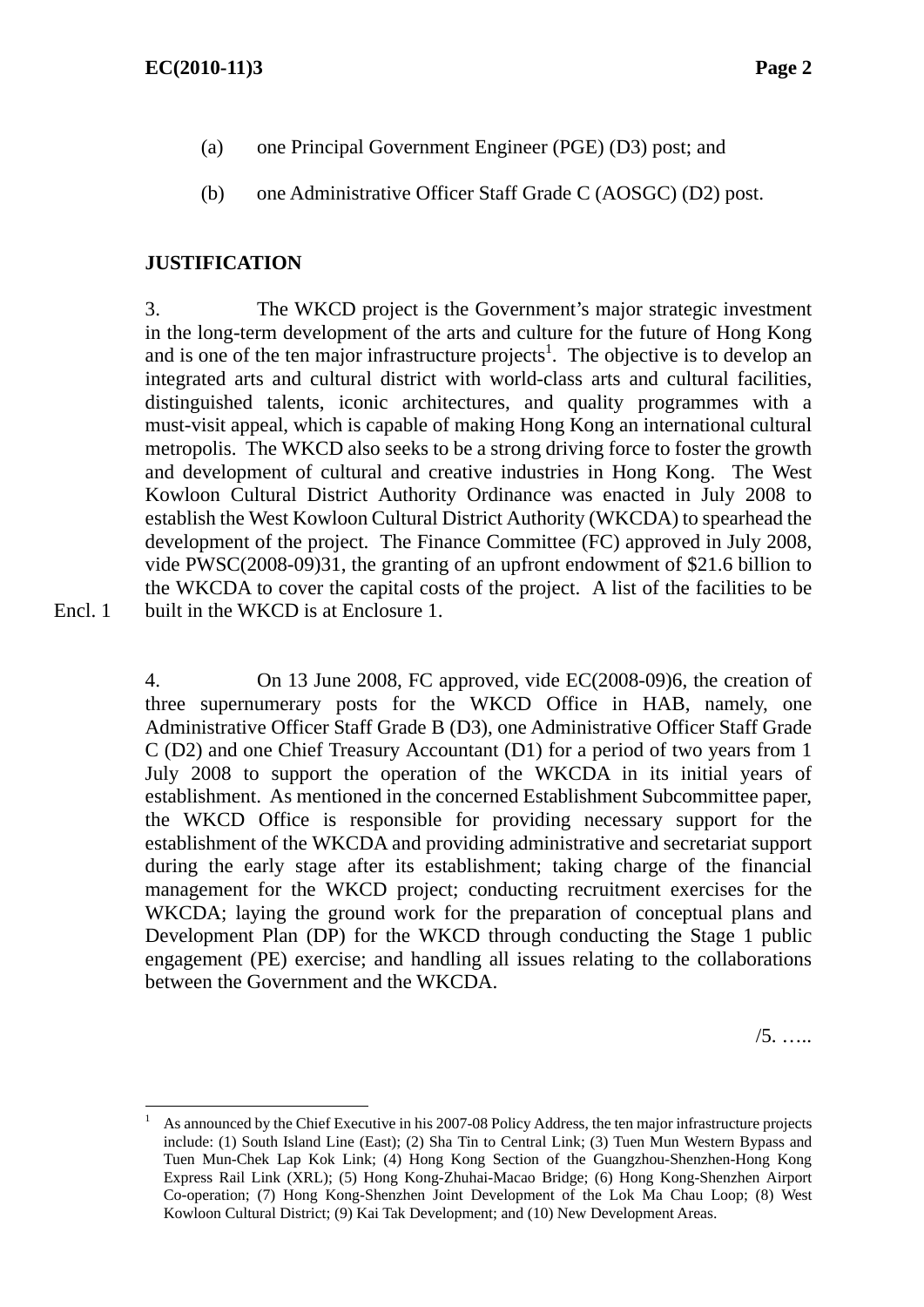(a) one Principal Government Engineer (PGE) (D3) post; and

(b) one Administrative Officer Staff Grade C (AOSGC) (D2) post.

**JUSTIFICATION**

3. The WKCD project is the Government's major strategic investment in the long-term development of the arts and culture for the future of Hong Kong and is one of the ten major infrastructure projects[1]. The objective is to develop an integrated arts and cultural district with world-class arts and cultural facilities, distinguished talents, iconic architectures, and quality programmes with a must-visit appeal, which is capable of making Hong Kong an international cultural metropolis. The WKCD also seeks to be a strong driving force to foster the growth and development of cultural and creative industries in Hong Kong. The West Kowloon Cultural District Authority Ordinance was enacted in July 2008 to establish the West Kowloon Cultural District Authority (WKCDA) to spearhead the development of the project. The Finance Committee (FC) approved in July 2008, vide PWSC(2008-09)31, the granting of an upfront endowment of $21.6 billion to the WKCDA to cover the capital costs of the project. A list of the facilities to be built in the WKCD is at Enclosure 1.

Encl. 1

4. On 13 June 2008, FC approved, vide EC(2008-09)6, the creation of three supernumerary posts for the WKCD Office in HAB, namely, one Administrative Officer Staff Grade B (D3), one Administrative Officer Staff Grade C (D2) and one Chief Treasury Accountant (D1) for a period of two years from 1 July 2008 to support the operation of the WKCDA in its initial years of establishment. As mentioned in the concerned Establishment Subcommittee paper, the WKCD Office is responsible for providing necessary support for the establishment of the WKCDA and providing administrative and secretariat support during the early stage after its establishment; taking charge of the financial management for the WKCD project; conducting recruitment exercises for the WKCDA; laying the ground work for the preparation of conceptual plans and Development Plan (DP) for the WKCD through conducting the Stage 1 public engagement (PE) exercise; and handling all issues relating to the collaborations between the Government and the WKCDA.

/5. …..

---

[1] As announced by the Chief Executive in his 2007-08 Policy Address, the ten major infrastructure projects include: (1) South Island Line (East); (2) Sha Tin to Central Link; (3) Tuen Mun Western Bypass and Tuen Mun-Chek Lap Kok Link; (4) Hong Kong Section of the Guangzhou-Shenzhen-Hong Kong Express Rail Link (XRL); (5) Hong Kong-Zhuhai-Macao Bridge; (6) Hong Kong-Shenzhen Airport Co-operation; (7) Hong Kong-Shenzhen Joint Development of the Lok Ma Chau Loop; (8) West Kowloon Cultural District; (9) Kai Tak Development; and (10) New Development Areas.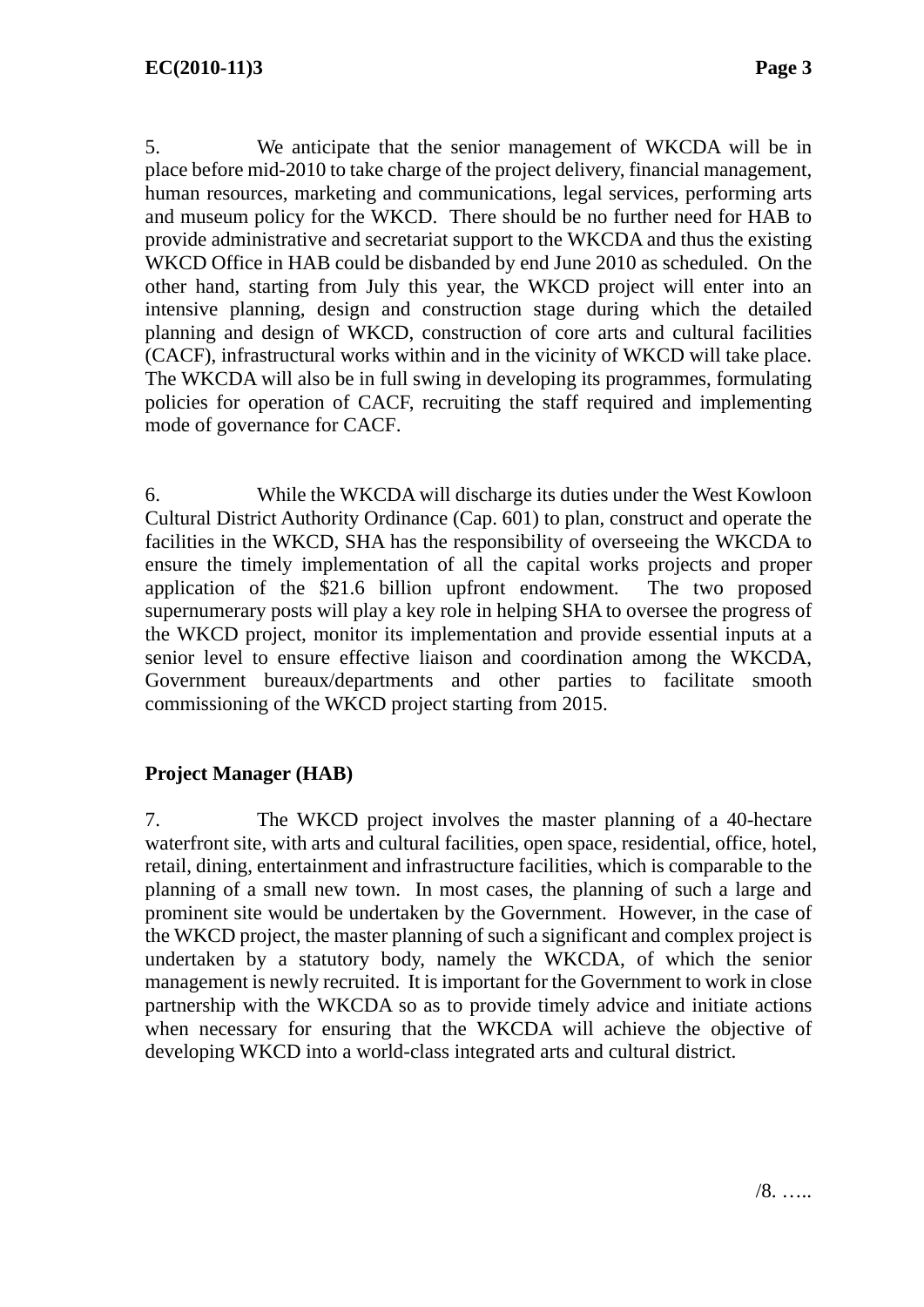5. We anticipate that the senior management of WKCDA will be in place before mid-2010 to take charge of the project delivery, financial management, human resources, marketing and communications, legal services, performing arts and museum policy for the WKCD. There should be no further need for HAB to provide administrative and secretariat support to the WKCDA and thus the existing WKCD Office in HAB could be disbanded by end June 2010 as scheduled. On the other hand, starting from July this year, the WKCD project will enter into an intensive planning, design and construction stage during which the detailed planning and design of WKCD, construction of core arts and cultural facilities (CACF), infrastructural works within and in the vicinity of WKCD will take place. The WKCDA will also be in full swing in developing its programmes, formulating policies for operation of CACF, recruiting the staff required and implementing mode of governance for CACF.

6. While the WKCDA will discharge its duties under the West Kowloon Cultural District Authority Ordinance (Cap. 601) to plan, construct and operate the facilities in the WKCD, SHA has the responsibility of overseeing the WKCDA to ensure the timely implementation of all the capital works projects and proper application of the $21.6 billion upfront endowment. The two proposed supernumerary posts will play a key role in helping SHA to oversee the progress of the WKCD project, monitor its implementation and provide essential inputs at a senior level to ensure effective liaison and coordination among the WKCDA, Government bureaux/departments and other parties to facilitate smooth commissioning of the WKCD project starting from 2015.

**Project Manager (HAB)**

7. The WKCD project involves the master planning of a 40-hectare waterfront site, with arts and cultural facilities, open space, residential, office, hotel, retail, dining, entertainment and infrastructure facilities, which is comparable to the planning of a small new town. In most cases, the planning of such a large and prominent site would be undertaken by the Government. However, in the case of the WKCD project, the master planning of such a significant and complex project is undertaken by a statutory body, namely the WKCDA, of which the senior management is newly recruited. It is important for the Government to work in close partnership with the WKCDA so as to provide timely advice and initiate actions when necessary for ensuring that the WKCDA will achieve the objective of developing WKCD into a world-class integrated arts and cultural district.

/8. …..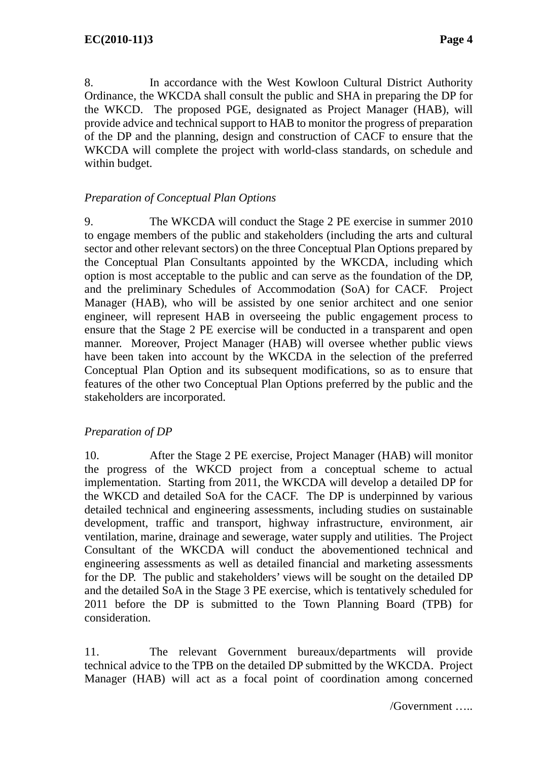8. In accordance with the West Kowloon Cultural District Authority Ordinance, the WKCDA shall consult the public and SHA in preparing the DP for the WKCD. The proposed PGE, designated as Project Manager (HAB), will provide advice and technical support to HAB to monitor the progress of preparation of the DP and the planning, design and construction of CACF to ensure that the WKCDA will complete the project with world-class standards, on schedule and within budget.

*Preparation of Conceptual Plan Options*

9. The WKCDA will conduct the Stage 2 PE exercise in summer 2010 to engage members of the public and stakeholders (including the arts and cultural sector and other relevant sectors) on the three Conceptual Plan Options prepared by the Conceptual Plan Consultants appointed by the WKCDA, including which option is most acceptable to the public and can serve as the foundation of the DP, and the preliminary Schedules of Accommodation (SoA) for CACF. Project Manager (HAB), who will be assisted by one senior architect and one senior engineer, will represent HAB in overseeing the public engagement process to ensure that the Stage 2 PE exercise will be conducted in a transparent and open manner. Moreover, Project Manager (HAB) will oversee whether public views have been taken into account by the WKCDA in the selection of the preferred Conceptual Plan Option and its subsequent modifications, so as to ensure that features of the other two Conceptual Plan Options preferred by the public and the stakeholders are incorporated.

*Preparation of DP*

10. After the Stage 2 PE exercise, Project Manager (HAB) will monitor the progress of the WKCD project from a conceptual scheme to actual implementation. Starting from 2011, the WKCDA will develop a detailed DP for the WKCD and detailed SoA for the CACF. The DP is underpinned by various detailed technical and engineering assessments, including studies on sustainable development, traffic and transport, highway infrastructure, environment, air ventilation, marine, drainage and sewerage, water supply and utilities. The Project Consultant of the WKCDA will conduct the abovementioned technical and engineering assessments as well as detailed financial and marketing assessments for the DP. The public and stakeholders' views will be sought on the detailed DP and the detailed SoA in the Stage 3 PE exercise, which is tentatively scheduled for 2011 before the DP is submitted to the Town Planning Board (TPB) for consideration.

11. The relevant Government bureaux/departments will provide technical advice to the TPB on the detailed DP submitted by the WKCDA. Project Manager (HAB) will act as a focal point of coordination among concerned

/Government …..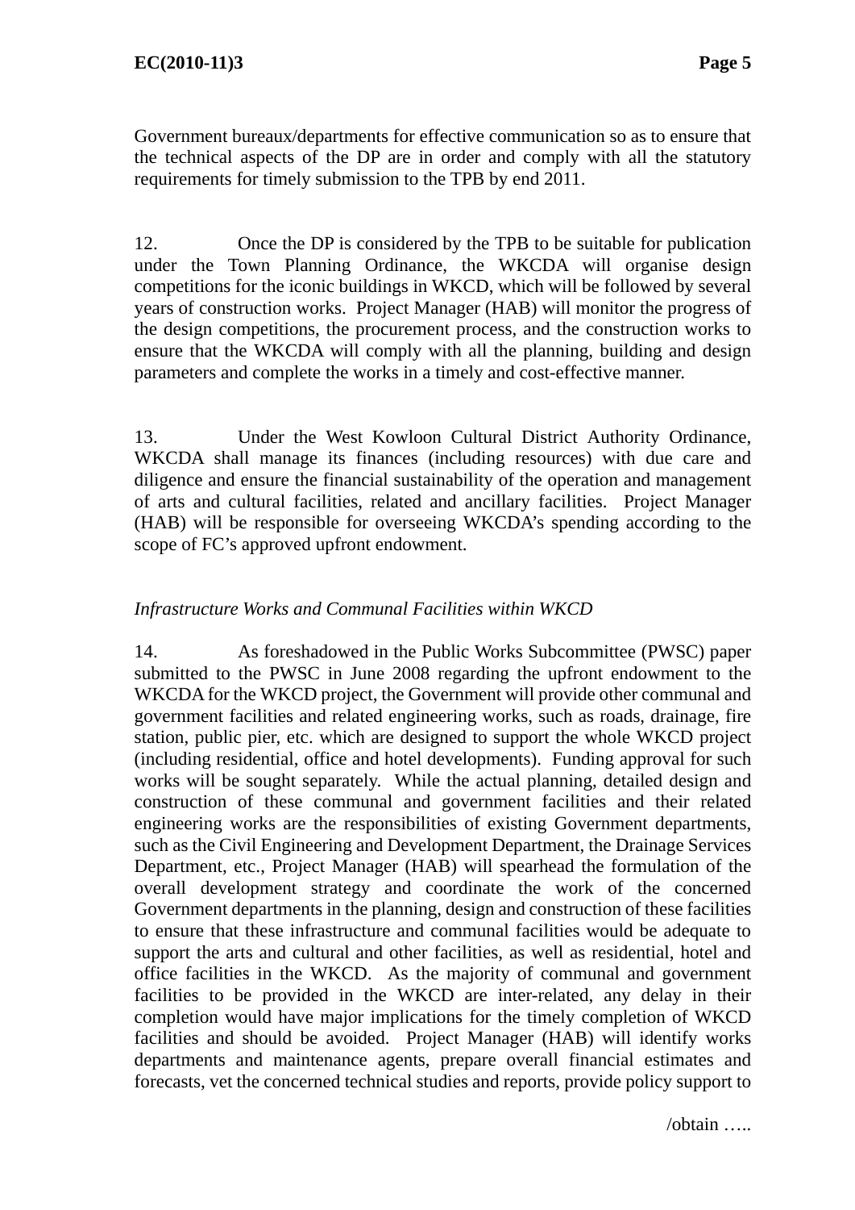Government bureaux/departments for effective communication so as to ensure that the technical aspects of the DP are in order and comply with all the statutory requirements for timely submission to the TPB by end 2011.

12. Once the DP is considered by the TPB to be suitable for publication under the Town Planning Ordinance, the WKCDA will organise design competitions for the iconic buildings in WKCD, which will be followed by several years of construction works. Project Manager (HAB) will monitor the progress of the design competitions, the procurement process, and the construction works to ensure that the WKCDA will comply with all the planning, building and design parameters and complete the works in a timely and cost-effective manner.

13. Under the West Kowloon Cultural District Authority Ordinance, WKCDA shall manage its finances (including resources) with due care and diligence and ensure the financial sustainability of the operation and management of arts and cultural facilities, related and ancillary facilities. Project Manager (HAB) will be responsible for overseeing WKCDA's spending according to the scope of FC's approved upfront endowment.

*Infrastructure Works and Communal Facilities within WKCD*

14. As foreshadowed in the Public Works Subcommittee (PWSC) paper submitted to the PWSC in June 2008 regarding the upfront endowment to the WKCDA for the WKCD project, the Government will provide other communal and government facilities and related engineering works, such as roads, drainage, fire station, public pier, etc. which are designed to support the whole WKCD project (including residential, office and hotel developments). Funding approval for such works will be sought separately. While the actual planning, detailed design and construction of these communal and government facilities and their related engineering works are the responsibilities of existing Government departments, such as the Civil Engineering and Development Department, the Drainage Services Department, etc., Project Manager (HAB) will spearhead the formulation of the overall development strategy and coordinate the work of the concerned Government departments in the planning, design and construction of these facilities to ensure that these infrastructure and communal facilities would be adequate to support the arts and cultural and other facilities, as well as residential, hotel and office facilities in the WKCD. As the majority of communal and government facilities to be provided in the WKCD are inter-related, any delay in their completion would have major implications for the timely completion of WKCD facilities and should be avoided. Project Manager (HAB) will identify works departments and maintenance agents, prepare overall financial estimates and forecasts, vet the concerned technical studies and reports, provide policy support to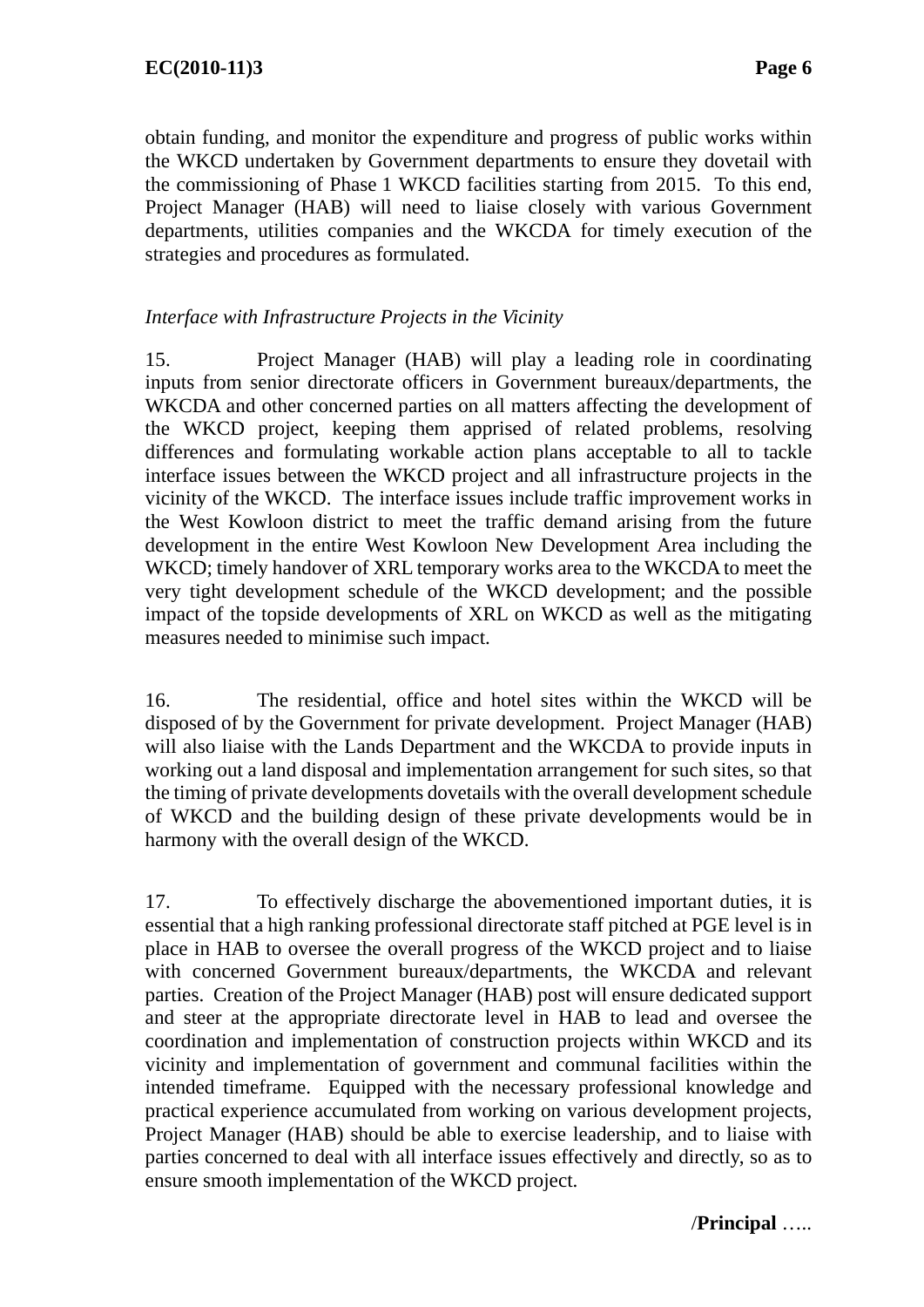obtain funding, and monitor the expenditure and progress of public works within the WKCD undertaken by Government departments to ensure they dovetail with the commissioning of Phase 1 WKCD facilities starting from 2015. To this end, Project Manager (HAB) will need to liaise closely with various Government departments, utilities companies and the WKCDA for timely execution of the strategies and procedures as formulated.

*Interface with Infrastructure Projects in the Vicinity*

15. Project Manager (HAB) will play a leading role in coordinating inputs from senior directorate officers in Government bureaux/departments, the WKCDA and other concerned parties on all matters affecting the development of the WKCD project, keeping them apprised of related problems, resolving differences and formulating workable action plans acceptable to all to tackle interface issues between the WKCD project and all infrastructure projects in the vicinity of the WKCD. The interface issues include traffic improvement works in the West Kowloon district to meet the traffic demand arising from the future development in the entire West Kowloon New Development Area including the WKCD; timely handover of XRL temporary works area to the WKCDA to meet the very tight development schedule of the WKCD development; and the possible impact of the topside developments of XRL on WKCD as well as the mitigating measures needed to minimise such impact.

16. The residential, office and hotel sites within the WKCD will be disposed of by the Government for private development. Project Manager (HAB) will also liaise with the Lands Department and the WKCDA to provide inputs in working out a land disposal and implementation arrangement for such sites, so that the timing of private developments dovetails with the overall development schedule of WKCD and the building design of these private developments would be in harmony with the overall design of the WKCD.

17. To effectively discharge the abovementioned important duties, it is essential that a high ranking professional directorate staff pitched at PGE level is in place in HAB to oversee the overall progress of the WKCD project and to liaise with concerned Government bureaux/departments, the WKCDA and relevant parties. Creation of the Project Manager (HAB) post will ensure dedicated support and steer at the appropriate directorate level in HAB to lead and oversee the coordination and implementation of construction projects within WKCD and its vicinity and implementation of government and communal facilities within the intended timeframe. Equipped with the necessary professional knowledge and practical experience accumulated from working on various development projects, Project Manager (HAB) should be able to exercise leadership, and to liaise with parties concerned to deal with all interface issues effectively and directly, so as to ensure smooth implementation of the WKCD project.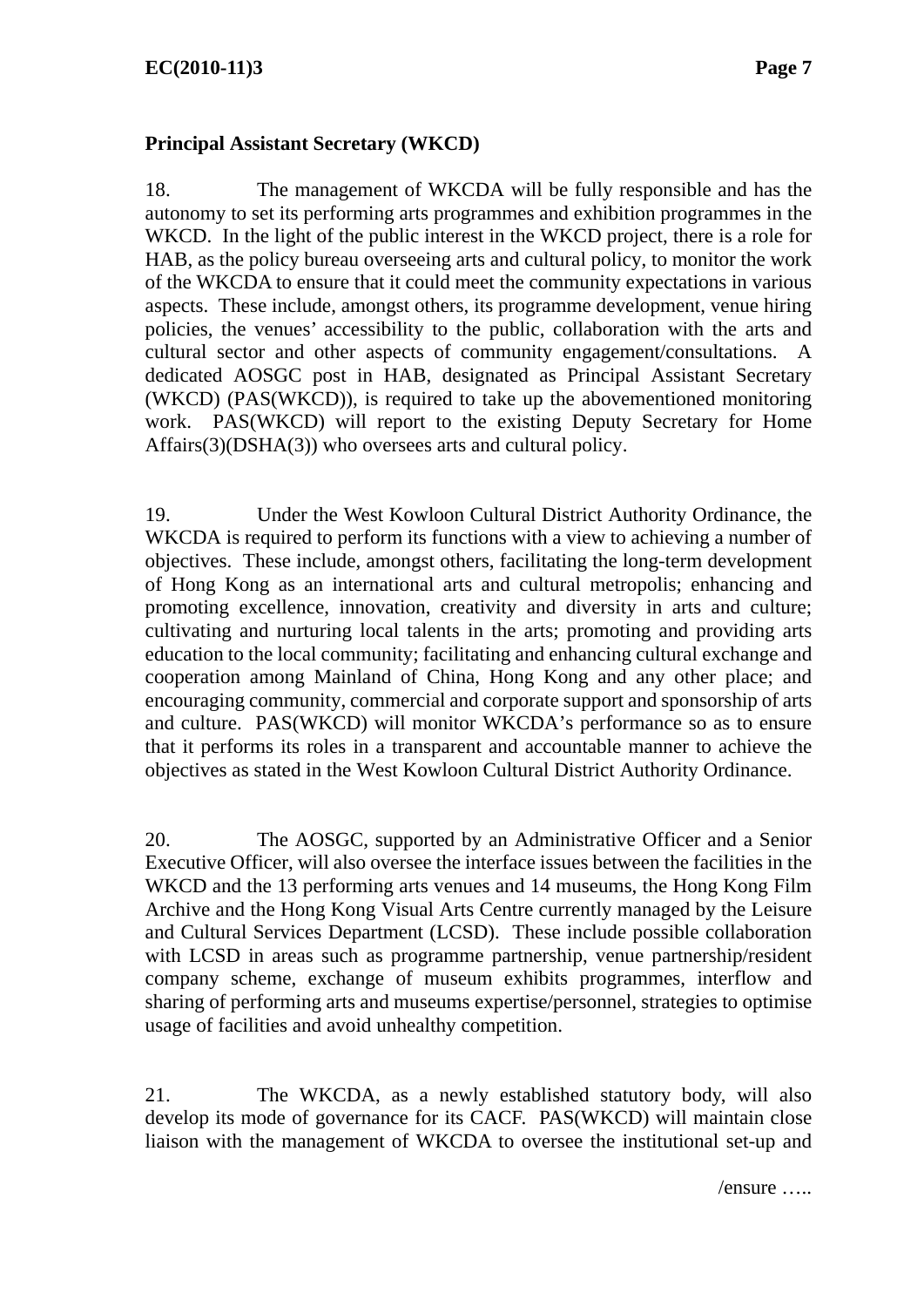**Principal Assistant Secretary (WKCD)**

18. The management of WKCDA will be fully responsible and has the autonomy to set its performing arts programmes and exhibition programmes in the WKCD. In the light of the public interest in the WKCD project, there is a role for HAB, as the policy bureau overseeing arts and cultural policy, to monitor the work of the WKCDA to ensure that it could meet the community expectations in various aspects. These include, amongst others, its programme development, venue hiring policies, the venues' accessibility to the public, collaboration with the arts and cultural sector and other aspects of community engagement/consultations. A dedicated AOSGC post in HAB, designated as Principal Assistant Secretary (WKCD) (PAS(WKCD)), is required to take up the abovementioned monitoring work. PAS(WKCD) will report to the existing Deputy Secretary for Home Affairs(3)(DSHA(3)) who oversees arts and cultural policy.

19. Under the West Kowloon Cultural District Authority Ordinance, the WKCDA is required to perform its functions with a view to achieving a number of objectives. These include, amongst others, facilitating the long-term development of Hong Kong as an international arts and cultural metropolis; enhancing and promoting excellence, innovation, creativity and diversity in arts and culture; cultivating and nurturing local talents in the arts; promoting and providing arts education to the local community; facilitating and enhancing cultural exchange and cooperation among Mainland of China, Hong Kong and any other place; and encouraging community, commercial and corporate support and sponsorship of arts and culture. PAS(WKCD) will monitor WKCDA's performance so as to ensure that it performs its roles in a transparent and accountable manner to achieve the objectives as stated in the West Kowloon Cultural District Authority Ordinance.

20. The AOSGC, supported by an Administrative Officer and a Senior Executive Officer, will also oversee the interface issues between the facilities in the WKCD and the 13 performing arts venues and 14 museums, the Hong Kong Film Archive and the Hong Kong Visual Arts Centre currently managed by the Leisure and Cultural Services Department (LCSD). These include possible collaboration with LCSD in areas such as programme partnership, venue partnership/resident company scheme, exchange of museum exhibits programmes, interflow and sharing of performing arts and museums expertise/personnel, strategies to optimise usage of facilities and avoid unhealthy competition.

21. The WKCDA, as a newly established statutory body, will also develop its mode of governance for its CACF. PAS(WKCD) will maintain close liaison with the management of WKCDA to oversee the institutional set-up and

/ensure …..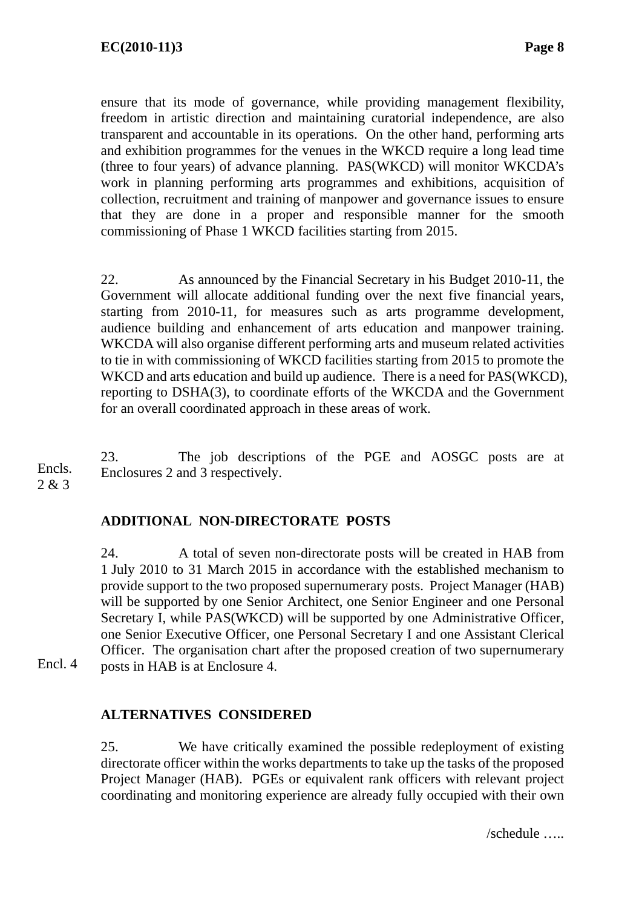ensure that its mode of governance, while providing management flexibility, freedom in artistic direction and maintaining curatorial independence, are also transparent and accountable in its operations. On the other hand, performing arts and exhibition programmes for the venues in the WKCD require a long lead time (three to four years) of advance planning. PAS(WKCD) will monitor WKCDA's work in planning performing arts programmes and exhibitions, acquisition of collection, recruitment and training of manpower and governance issues to ensure that they are done in a proper and responsible manner for the smooth commissioning of Phase 1 WKCD facilities starting from 2015.

22. As announced by the Financial Secretary in his Budget 2010-11, the Government will allocate additional funding over the next five financial years, starting from 2010-11, for measures such as arts programme development, audience building and enhancement of arts education and manpower training. WKCDA will also organise different performing arts and museum related activities to tie in with commissioning of WKCD facilities starting from 2015 to promote the WKCD and arts education and build up audience. There is a need for PAS(WKCD), reporting to DSHA(3), to coordinate efforts of the WKCDA and the Government for an overall coordinated approach in these areas of work.

Encls. 2 & 3

23. The job descriptions of the PGE and AOSGC posts are at Enclosures 2 and 3 respectively.

## ADDITIONAL NON-DIRECTORATE POSTS

24. A total of seven non-directorate posts will be created in HAB from 1 July 2010 to 31 March 2015 in accordance with the established mechanism to provide support to the two proposed supernumerary posts. Project Manager (HAB) will be supported by one Senior Architect, one Senior Engineer and one Personal Secretary I, while PAS(WKCD) will be supported by one Administrative Officer, one Senior Executive Officer, one Personal Secretary I and one Assistant Clerical Officer. The organisation chart after the proposed creation of two supernumerary posts in HAB is at Enclosure 4.

Encl. 4

## ALTERNATIVES CONSIDERED

25. We have critically examined the possible redeployment of existing directorate officer within the works departments to take up the tasks of the proposed Project Manager (HAB). PGEs or equivalent rank officers with relevant project coordinating and monitoring experience are already fully occupied with their own

/schedule …..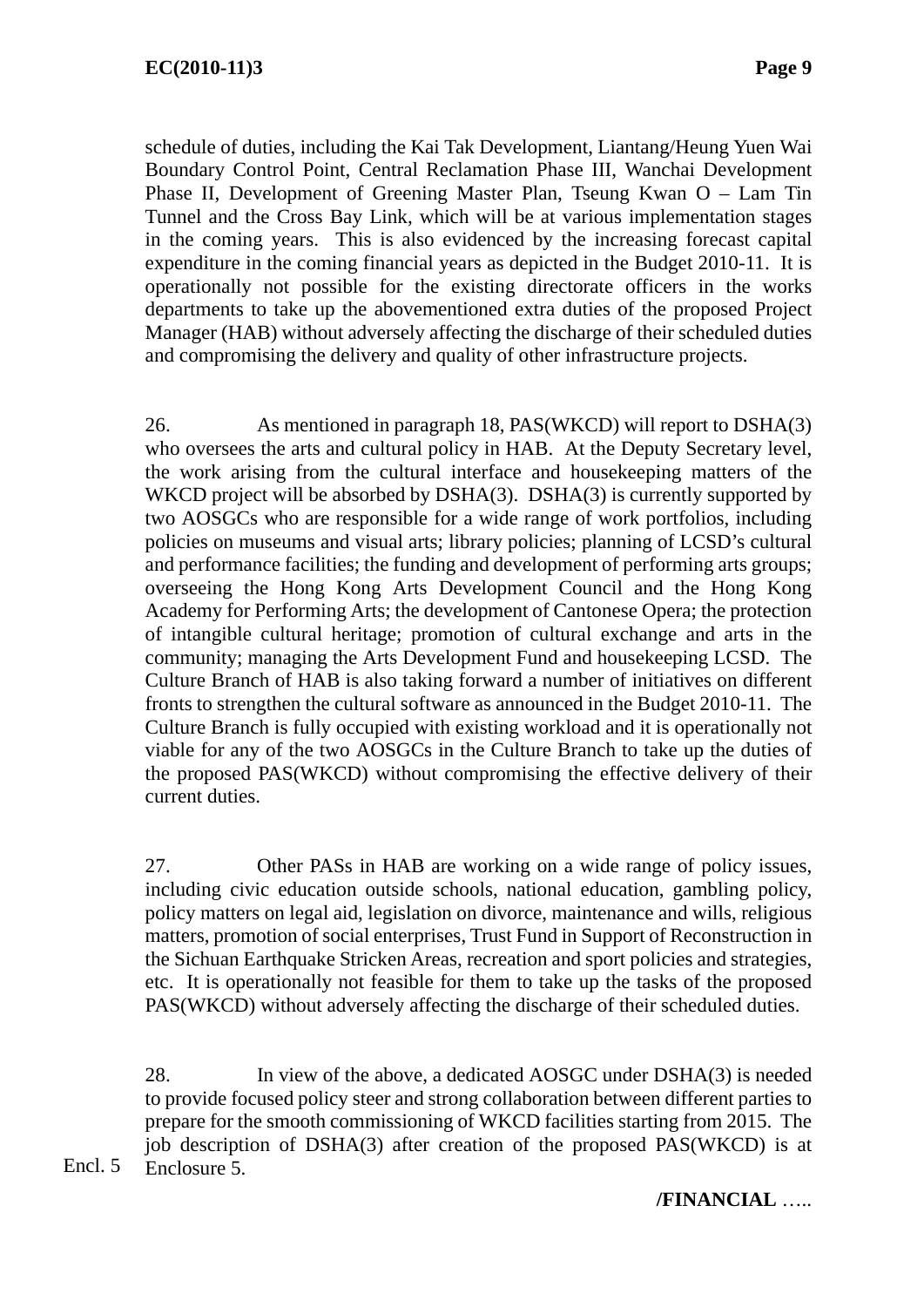schedule of duties, including the Kai Tak Development, Liantang/Heung Yuen Wai Boundary Control Point, Central Reclamation Phase III, Wanchai Development Phase II, Development of Greening Master Plan, Tseung Kwan O – Lam Tin Tunnel and the Cross Bay Link, which will be at various implementation stages in the coming years. This is also evidenced by the increasing forecast capital expenditure in the coming financial years as depicted in the Budget 2010-11. It is operationally not possible for the existing directorate officers in the works departments to take up the abovementioned extra duties of the proposed Project Manager (HAB) without adversely affecting the discharge of their scheduled duties and compromising the delivery and quality of other infrastructure projects.

26. As mentioned in paragraph 18, PAS(WKCD) will report to DSHA(3) who oversees the arts and cultural policy in HAB. At the Deputy Secretary level, the work arising from the cultural interface and housekeeping matters of the WKCD project will be absorbed by DSHA(3). DSHA(3) is currently supported by two AOSGCs who are responsible for a wide range of work portfolios, including policies on museums and visual arts; library policies; planning of LCSD's cultural and performance facilities; the funding and development of performing arts groups; overseeing the Hong Kong Arts Development Council and the Hong Kong Academy for Performing Arts; the development of Cantonese Opera; the protection of intangible cultural heritage; promotion of cultural exchange and arts in the community; managing the Arts Development Fund and housekeeping LCSD. The Culture Branch of HAB is also taking forward a number of initiatives on different fronts to strengthen the cultural software as announced in the Budget 2010-11. The Culture Branch is fully occupied with existing workload and it is operationally not viable for any of the two AOSGCs in the Culture Branch to take up the duties of the proposed PAS(WKCD) without compromising the effective delivery of their current duties.

27. Other PASs in HAB are working on a wide range of policy issues, including civic education outside schools, national education, gambling policy, policy matters on legal aid, legislation on divorce, maintenance and wills, religious matters, promotion of social enterprises, Trust Fund in Support of Reconstruction in the Sichuan Earthquake Stricken Areas, recreation and sport policies and strategies, etc. It is operationally not feasible for them to take up the tasks of the proposed PAS(WKCD) without adversely affecting the discharge of their scheduled duties.

28. In view of the above, a dedicated AOSGC under DSHA(3) is needed to provide focused policy steer and strong collaboration between different parties to prepare for the smooth commissioning of WKCD facilities starting from 2015. The job description of DSHA(3) after creation of the proposed PAS(WKCD) is at Enclosure 5.

Encl. 5

**/FINANCIAL** …..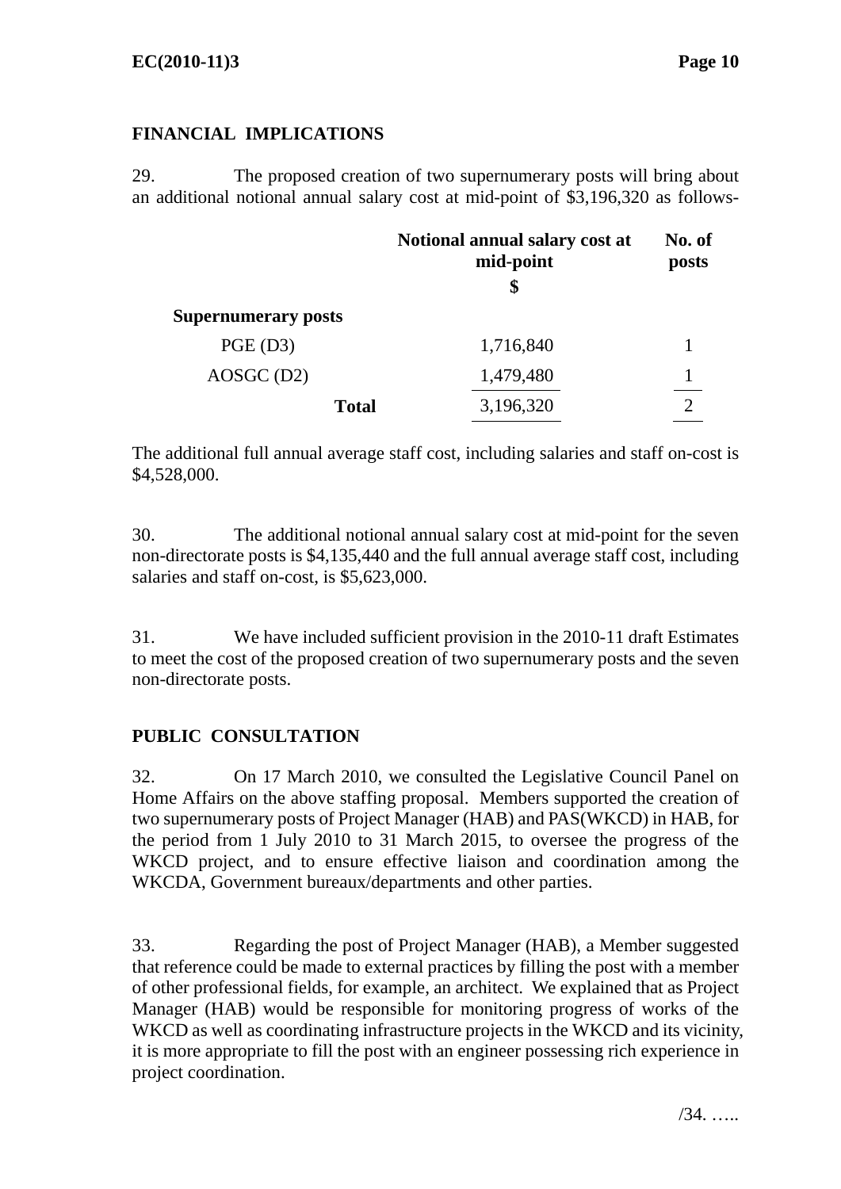## FINANCIAL IMPLICATIONS

29. The proposed creation of two supernumerary posts will bring about an additional notional annual salary cost at mid-point of $3,196,320 as follows-

| | Notional annual salary cost at mid-point $ | No. of posts |
|---|---|---|
| **Supernumerary posts** | | |
| PGE (D3) | 1,716,840 | 1 |
| AOSGC (D2) | 1,479,480 | 1 |
| **Total** | 3,196,320 | 2 |

The additional full annual average staff cost, including salaries and staff on-cost is $4,528,000.

30. The additional notional annual salary cost at mid-point for the seven non-directorate posts is $4,135,440 and the full annual average staff cost, including salaries and staff on-cost, is $5,623,000.

31. We have included sufficient provision in the 2010-11 draft Estimates to meet the cost of the proposed creation of two supernumerary posts and the seven non-directorate posts.

## PUBLIC CONSULTATION

32. On 17 March 2010, we consulted the Legislative Council Panel on Home Affairs on the above staffing proposal. Members supported the creation of two supernumerary posts of Project Manager (HAB) and PAS(WKCD) in HAB, for the period from 1 July 2010 to 31 March 2015, to oversee the progress of the WKCD project, and to ensure effective liaison and coordination among the WKCDA, Government bureaux/departments and other parties.

33. Regarding the post of Project Manager (HAB), a Member suggested that reference could be made to external practices by filling the post with a member of other professional fields, for example, an architect. We explained that as Project Manager (HAB) would be responsible for monitoring progress of works of the WKCD as well as coordinating infrastructure projects in the WKCD and its vicinity, it is more appropriate to fill the post with an engineer possessing rich experience in project coordination.

/34. …..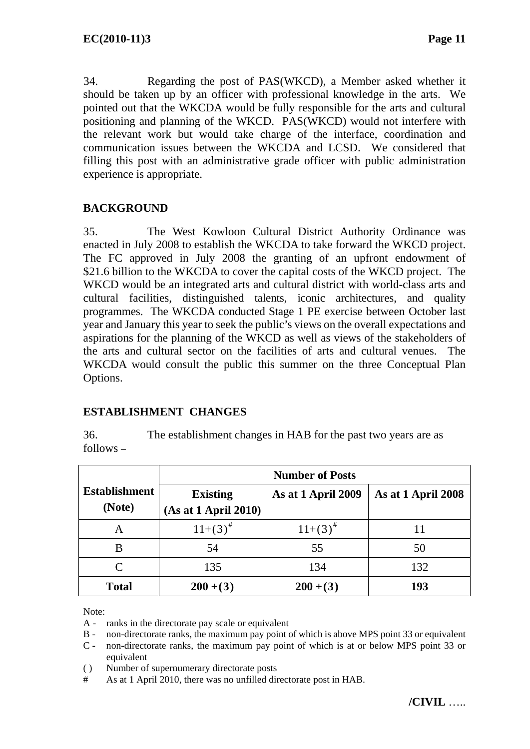34. Regarding the post of PAS(WKCD), a Member asked whether it should be taken up by an officer with professional knowledge in the arts. We pointed out that the WKCDA would be fully responsible for the arts and cultural positioning and planning of the WKCD. PAS(WKCD) would not interfere with the relevant work but would take charge of the interface, coordination and communication issues between the WKCDA and LCSD. We considered that filling this post with an administrative grade officer with public administration experience is appropriate.

## BACKGROUND

35. The West Kowloon Cultural District Authority Ordinance was enacted in July 2008 to establish the WKCDA to take forward the WKCD project. The FC approved in July 2008 the granting of an upfront endowment of $21.6 billion to the WKCDA to cover the capital costs of the WKCD project. The WKCD would be an integrated arts and cultural district with world-class arts and cultural facilities, distinguished talents, iconic architectures, and quality programmes. The WKCDA conducted Stage 1 PE exercise between October last year and January this year to seek the public's views on the overall expectations and aspirations for the planning of the WKCD as well as views of the stakeholders of the arts and cultural sector on the facilities of arts and cultural venues. The WKCDA would consult the public this summer on the three Conceptual Plan Options.

## ESTABLISHMENT CHANGES

36. The establishment changes in HAB for the past two years are as follows –

| Establishment (Note) | Number of Posts | | |
|---|---|---|---|
| | **Existing (As at 1 April 2010)** | **As at 1 April 2009** | **As at 1 April 2008** |
| A | 11+(3)# | 11+(3)# | 11 |
| B | 54 | 55 | 50 |
| C | 135 | 134 | 132 |
| **Total** | **200 +(3)** | **200 +(3)** | **193** |

Note:

A - ranks in the directorate pay scale or equivalent

B - non-directorate ranks, the maximum pay point of which is above MPS point 33 or equivalent

C - non-directorate ranks, the maximum pay point of which is at or below MPS point 33 or equivalent

( ) Number of supernumerary directorate posts

\# As at 1 April 2010, there was no unfilled directorate post in HAB.

/CIVIL …..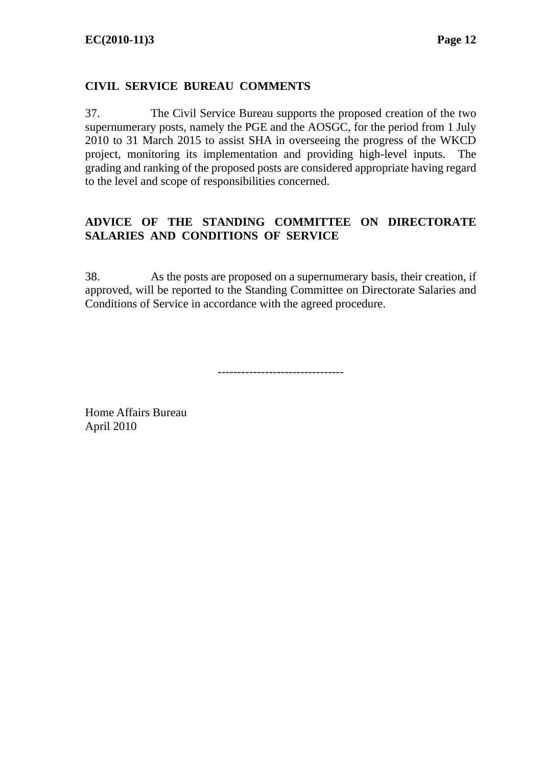**CIVIL SERVICE BUREAU COMMENTS**

37. The Civil Service Bureau supports the proposed creation of the two supernumerary posts, namely the PGE and the AOSGC, for the period from 1 July 2010 to 31 March 2015 to assist SHA in overseeing the progress of the WKCD project, monitoring its implementation and providing high-level inputs. The grading and ranking of the proposed posts are considered appropriate having regard to the level and scope of responsibilities concerned.

**ADVICE OF THE STANDING COMMITTEE ON DIRECTORATE SALARIES AND CONDITIONS OF SERVICE**

38. As the posts are proposed on a supernumerary basis, their creation, if approved, will be reported to the Standing Committee on Directorate Salaries and Conditions of Service in accordance with the agreed procedure.

--------------------------------

Home Affairs Bureau
April 2010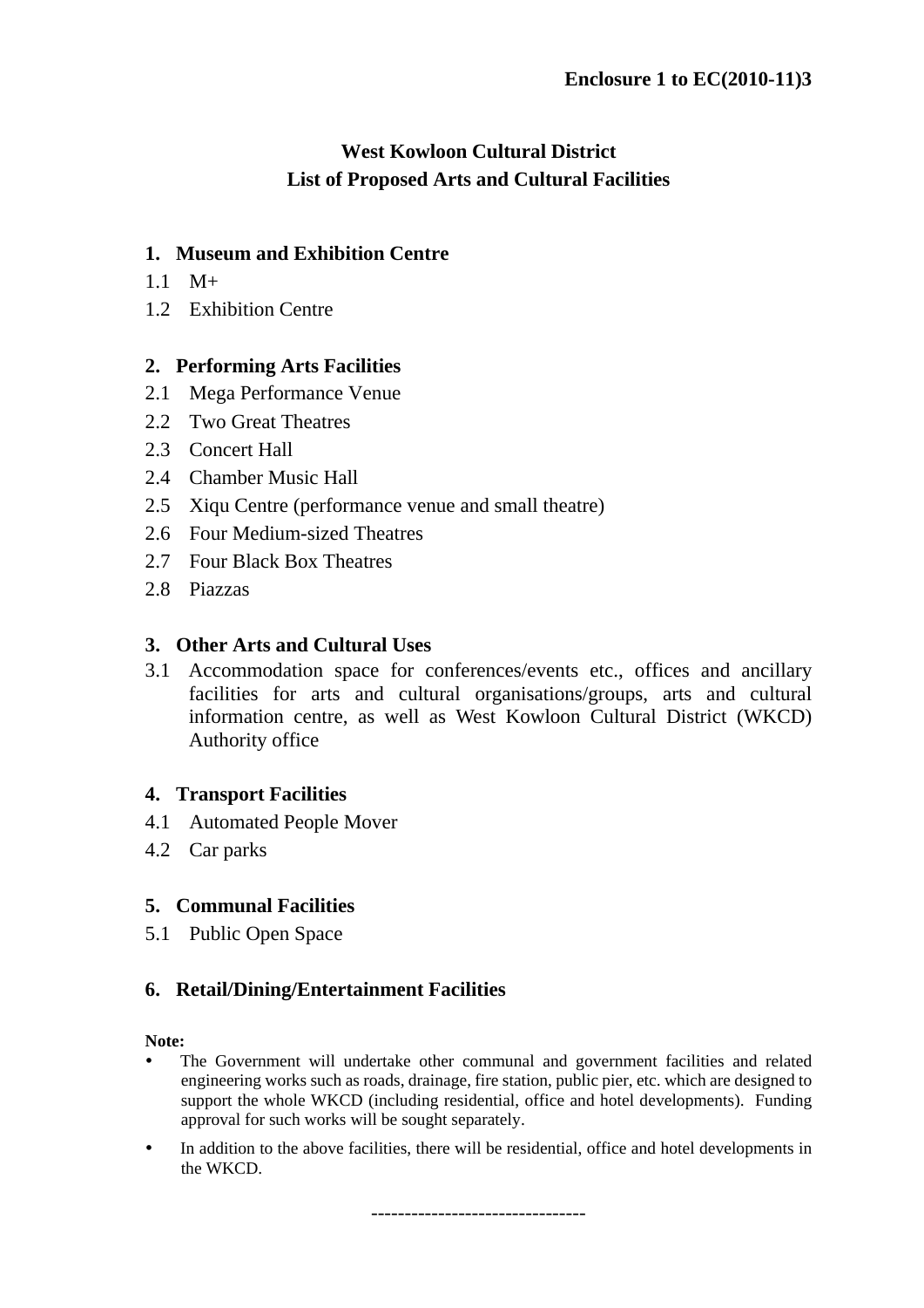**Enclosure 1 to EC(2010-11)3**

# West Kowloon Cultural District
# List of Proposed Arts and Cultural Facilities

## 1. Museum and Exhibition Centre

1.1 M+

1.2 Exhibition Centre

## 2. Performing Arts Facilities

2.1 Mega Performance Venue

2.2 Two Great Theatres

2.3 Concert Hall

2.4 Chamber Music Hall

2.5 Xiqu Centre (performance venue and small theatre)

2.6 Four Medium-sized Theatres

2.7 Four Black Box Theatres

2.8 Piazzas

## 3. Other Arts and Cultural Uses

3.1 Accommodation space for conferences/events etc., offices and ancillary facilities for arts and cultural organisations/groups, arts and cultural information centre, as well as West Kowloon Cultural District (WKCD) Authority office

## 4. Transport Facilities

4.1 Automated People Mover

4.2 Car parks

## 5. Communal Facilities

5.1 Public Open Space

## 6. Retail/Dining/Entertainment Facilities

**Note:**

- The Government will undertake other communal and government facilities and related engineering works such as roads, drainage, fire station, public pier, etc. which are designed to support the whole WKCD (including residential, office and hotel developments). Funding approval for such works will be sought separately.
- In addition to the above facilities, there will be residential, office and hotel developments in the WKCD.

--------------------------------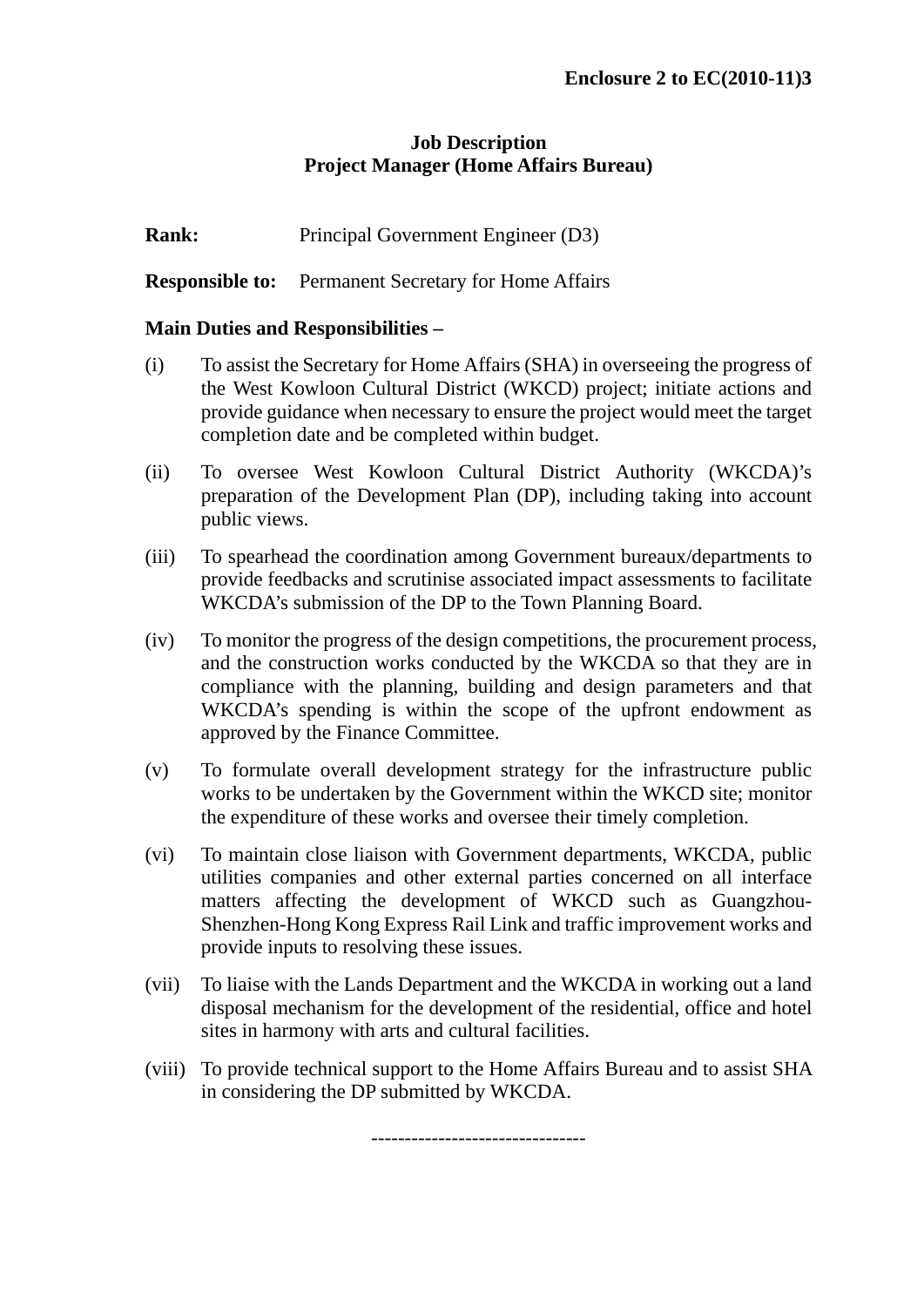**Enclosure 2 to EC(2010-11)3**

**Job Description**
**Project Manager (Home Affairs Bureau)**

**Rank:** Principal Government Engineer (D3)

**Responsible to:** Permanent Secretary for Home Affairs

**Main Duties and Responsibilities –**

(i) To assist the Secretary for Home Affairs (SHA) in overseeing the progress of the West Kowloon Cultural District (WKCD) project; initiate actions and provide guidance when necessary to ensure the project would meet the target completion date and be completed within budget.

(ii) To oversee West Kowloon Cultural District Authority (WKCDA)'s preparation of the Development Plan (DP), including taking into account public views.

(iii) To spearhead the coordination among Government bureaux/departments to provide feedbacks and scrutinise associated impact assessments to facilitate WKCDA's submission of the DP to the Town Planning Board.

(iv) To monitor the progress of the design competitions, the procurement process, and the construction works conducted by the WKCDA so that they are in compliance with the planning, building and design parameters and that WKCDA's spending is within the scope of the upfront endowment as approved by the Finance Committee.

(v) To formulate overall development strategy for the infrastructure public works to be undertaken by the Government within the WKCD site; monitor the expenditure of these works and oversee their timely completion.

(vi) To maintain close liaison with Government departments, WKCDA, public utilities companies and other external parties concerned on all interface matters affecting the development of WKCD such as Guangzhou-Shenzhen-Hong Kong Express Rail Link and traffic improvement works and provide inputs to resolving these issues.

(vii) To liaise with the Lands Department and the WKCDA in working out a land disposal mechanism for the development of the residential, office and hotel sites in harmony with arts and cultural facilities.

(viii) To provide technical support to the Home Affairs Bureau and to assist SHA in considering the DP submitted by WKCDA.

--------------------------------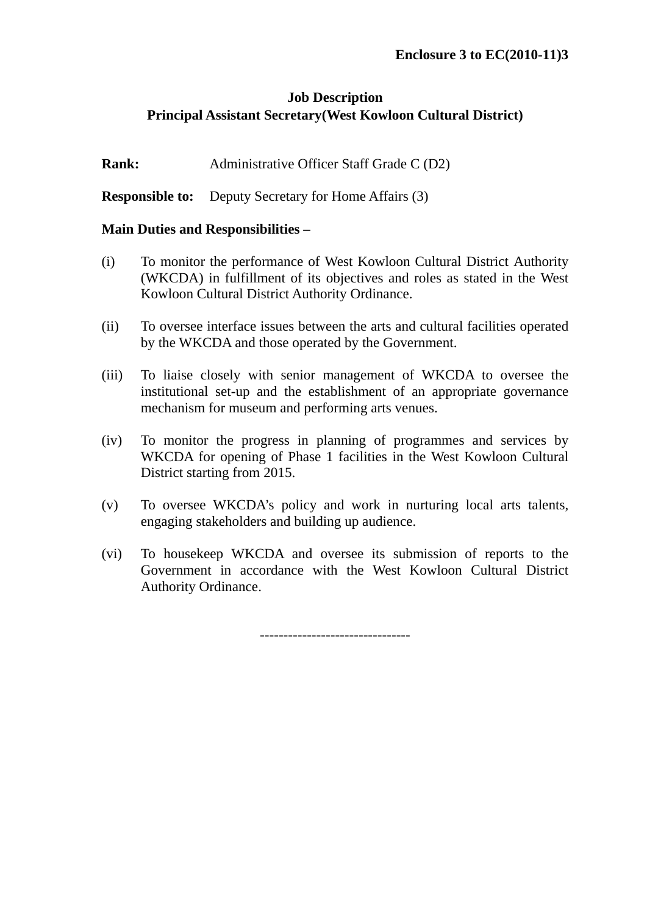**Enclosure 3 to EC(2010-11)3**

# Job Description
## Principal Assistant Secretary(West Kowloon Cultural District)

**Rank:** Administrative Officer Staff Grade C (D2)

**Responsible to:** Deputy Secretary for Home Affairs (3)

**Main Duties and Responsibilities –**

(i) To monitor the performance of West Kowloon Cultural District Authority (WKCDA) in fulfillment of its objectives and roles as stated in the West Kowloon Cultural District Authority Ordinance.

(ii) To oversee interface issues between the arts and cultural facilities operated by the WKCDA and those operated by the Government.

(iii) To liaise closely with senior management of WKCDA to oversee the institutional set-up and the establishment of an appropriate governance mechanism for museum and performing arts venues.

(iv) To monitor the progress in planning of programmes and services by WKCDA for opening of Phase 1 facilities in the West Kowloon Cultural District starting from 2015.

(v) To oversee WKCDA's policy and work in nurturing local arts talents, engaging stakeholders and building up audience.

(vi) To housekeep WKCDA and oversee its submission of reports to the Government in accordance with the West Kowloon Cultural District Authority Ordinance.

--------------------------------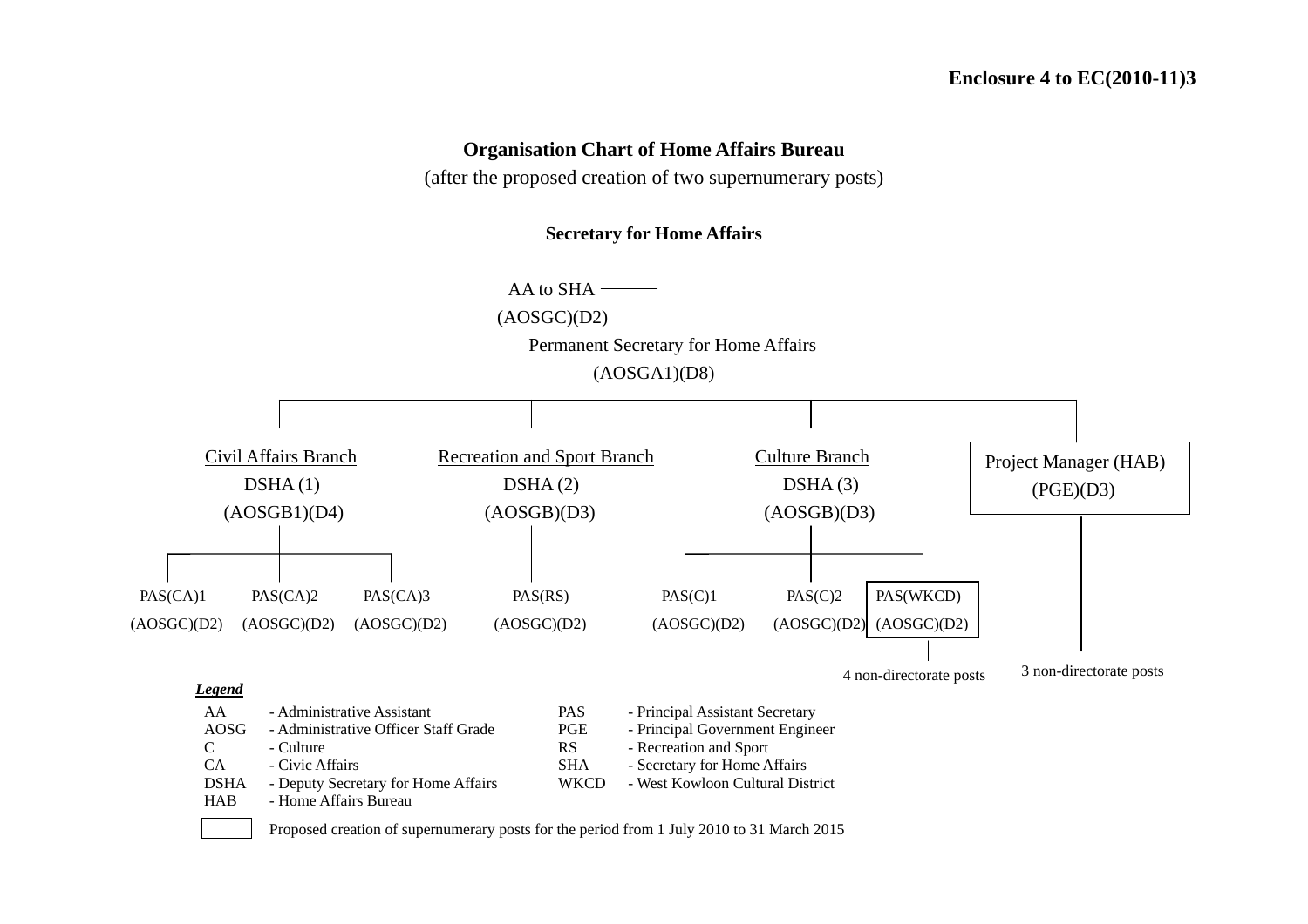**Enclosure 4 to EC(2010-11)3**

## Organisation Chart of Home Affairs Bureau

(after the proposed creation of two supernumerary posts)

**Secretary for Home Affairs**

- AA to SHA (AOSGC)(D2)
- Permanent Secretary for Home Affairs (AOSGA1)(D8)
  - Civil Affairs Branch — DSHA (1) (AOSGB1)(D4)
    - PAS(CA)1 (AOSGC)(D2)
    - PAS(CA)2 (AOSGC)(D2)
    - PAS(CA)3 (AOSGC)(D2)
  - Recreation and Sport Branch — DSHA (2) (AOSGB)(D3)
    - PAS(RS) (AOSGC)(D2)
  - Culture Branch — DSHA (3) (AOSGB)(D3)
    - PAS(C)1 (AOSGC)(D2)
    - PAS(C)2 (AOSGC)(D2)
    - PAS(WKCD) (AOSGC)(D2) [proposed]
      - 4 non-directorate posts
  - Project Manager (HAB) (PGE)(D3) [proposed]
    - 3 non-directorate posts

***Legend***

| | | | |
|---|---|---|---|
| AA | - Administrative Assistant | PAS | - Principal Assistant Secretary |
| AOSG | - Administrative Officer Staff Grade | PGE | - Principal Government Engineer |
| C | - Culture | RS | - Recreation and Sport |
| CA | - Civic Affairs | SHA | - Secretary for Home Affairs |
| DSHA | - Deputy Secretary for Home Affairs | WKCD | - West Kowloon Cultural District |
| HAB | - Home Affairs Bureau | | |

[Boxed] Proposed creation of supernumerary posts for the period from 1 July 2010 to 31 March 2015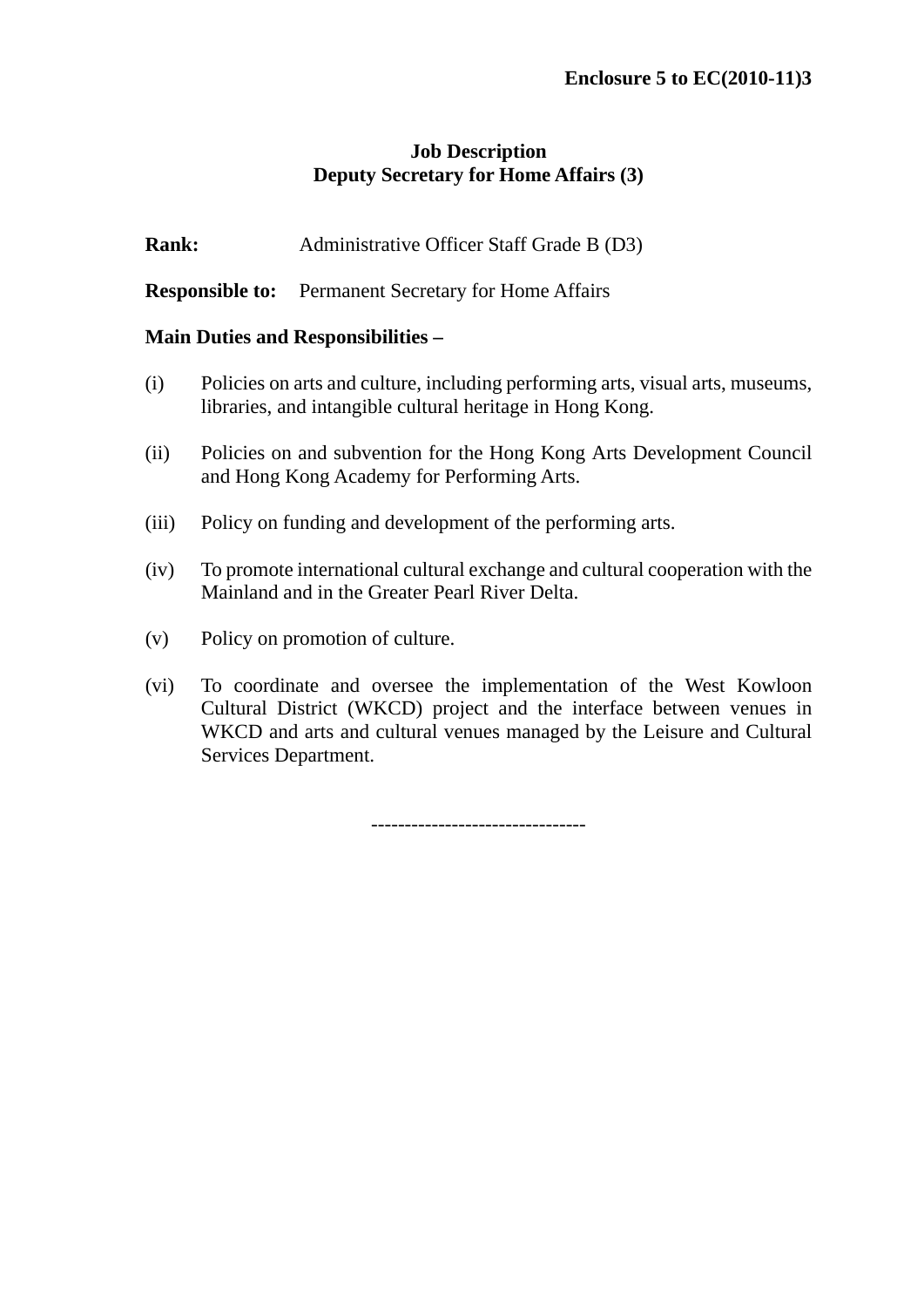**Enclosure 5 to EC(2010-11)3**

**Job Description**
**Deputy Secretary for Home Affairs (3)**

**Rank:** Administrative Officer Staff Grade B (D3)

**Responsible to:** Permanent Secretary for Home Affairs

**Main Duties and Responsibilities –**

(i) Policies on arts and culture, including performing arts, visual arts, museums, libraries, and intangible cultural heritage in Hong Kong.

(ii) Policies on and subvention for the Hong Kong Arts Development Council and Hong Kong Academy for Performing Arts.

(iii) Policy on funding and development of the performing arts.

(iv) To promote international cultural exchange and cultural cooperation with the Mainland and in the Greater Pearl River Delta.

(v) Policy on promotion of culture.

(vi) To coordinate and oversee the implementation of the West Kowloon Cultural District (WKCD) project and the interface between venues in WKCD and arts and cultural venues managed by the Leisure and Cultural Services Department.

--------------------------------